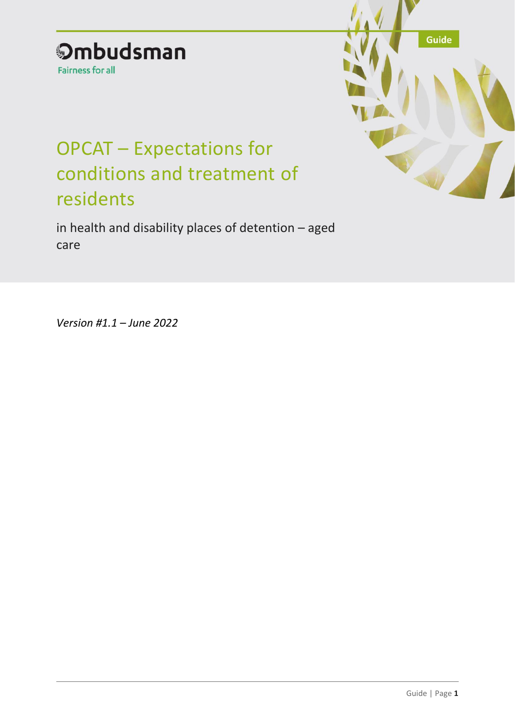Ombudsman

Fairness for all

Guide

# OPCAT – Expectations for conditions and treatment of residents

in health and disability places of detention – aged care

*Version #1.1 – June 2022*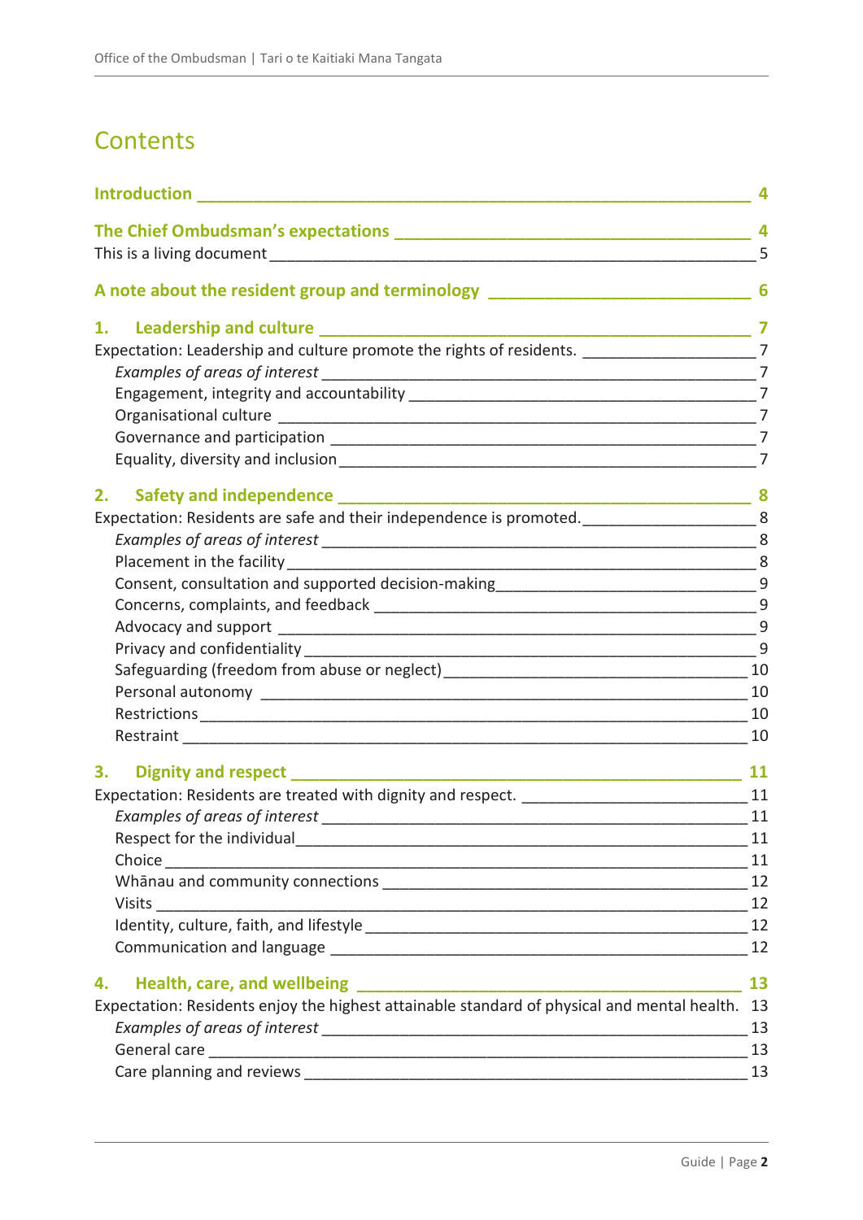# Contents

**Introduction** — 4

**The Chief Ombudsman's expectations** — 4

This is a living document — 5

**A note about the resident group and terminology** — 6

**1. Leadership and culture** — 7

Expectation: Leadership and culture promote the rights of residents. — 7

- *Examples of areas of interest* — 7
- Engagement, integrity and accountability — 7
- Organisational culture — 7
- Governance and participation — 7
- Equality, diversity and inclusion — 7

**2. Safety and independence** — 8

Expectation: Residents are safe and their independence is promoted. — 8

- *Examples of areas of interest* — 8
- Placement in the facility — 8
- Consent, consultation and supported decision-making — 9
- Concerns, complaints, and feedback — 9
- Advocacy and support — 9
- Privacy and confidentiality — 9
- Safeguarding (freedom from abuse or neglect) — 10
- Personal autonomy — 10
- Restrictions — 10
- Restraint — 10

**3. Dignity and respect** — 11

Expectation: Residents are treated with dignity and respect. — 11

- *Examples of areas of interest* — 11
- Respect for the individual — 11
- Choice — 11
- Whānau and community connections — 12
- Visits — 12
- Identity, culture, faith, and lifestyle — 12
- Communication and language — 12

**4. Health, care, and wellbeing** — 13

Expectation: Residents enjoy the highest attainable standard of physical and mental health. — 13

- *Examples of areas of interest* — 13
- General care — 13
- Care planning and reviews — 13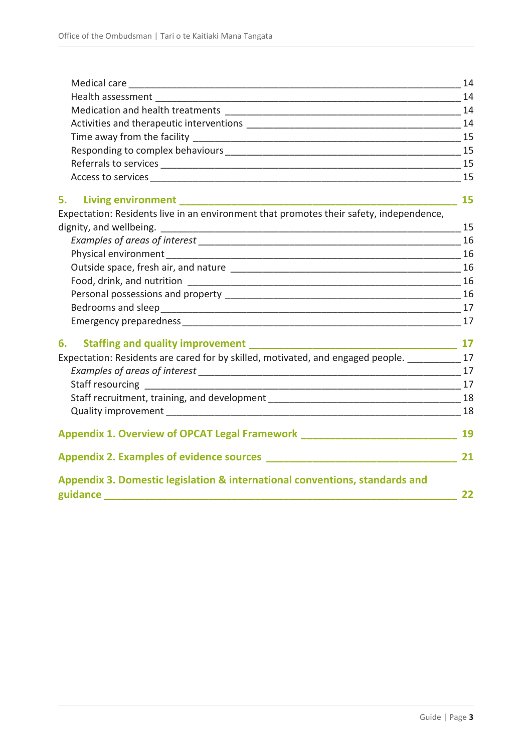Medical care _______________________________________________ 14
Health assessment ___________________________________________ 14
Medication and health treatments _____________________________ 14
Activities and therapeutic interventions ________________________ 14
Time away from the facility __________________________________ 15
Responding to complex behaviours ____________________________ 15
Referrals to services ________________________________________ 15
Access to services __________________________________________ 15

**5. Living environment ______________________________________ 15**

Expectation: Residents live in an environment that promotes their safety, independence, dignity, and wellbeing. _____________________________________________ 15

*Examples of areas of interest* _________________________________ 16
Physical environment _______________________________________ 16
Outside space, fresh air, and nature ____________________________ 16
Food, drink, and nutrition ____________________________________ 16
Personal possessions and property _____________________________ 16
Bedrooms and sleep _________________________________________ 17
Emergency preparedness _____________________________________ 17

**6. Staffing and quality improvement ___________________________ 17**

Expectation: Residents are cared for by skilled, motivated, and engaged people. __________ 17

*Examples of areas of interest* _________________________________ 17
Staff resourcing ____________________________________________ 17
Staff recruitment, training, and development _____________________ 18
Quality improvement ________________________________________ 18

**Appendix 1. Overview of OPCAT Legal Framework ___________________ 19**

**Appendix 2. Examples of evidence sources __________________________ 21**

**Appendix 3. Domestic legislation & international conventions, standards and guidance ____________________________________________________ 22**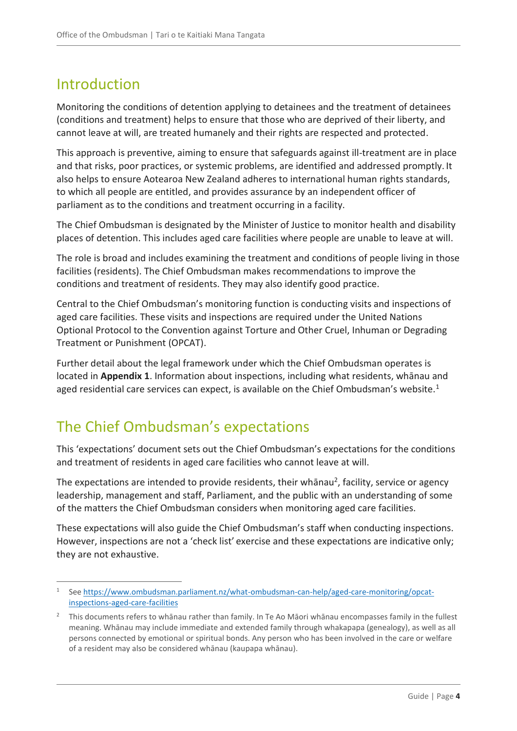## Introduction

Monitoring the conditions of detention applying to detainees and the treatment of detainees (conditions and treatment) helps to ensure that those who are deprived of their liberty, and cannot leave at will, are treated humanely and their rights are respected and protected.

This approach is preventive, aiming to ensure that safeguards against ill-treatment are in place and that risks, poor practices, or systemic problems, are identified and addressed promptly. It also helps to ensure Aotearoa New Zealand adheres to international human rights standards, to which all people are entitled, and provides assurance by an independent officer of parliament as to the conditions and treatment occurring in a facility.

The Chief Ombudsman is designated by the Minister of Justice to monitor health and disability places of detention. This includes aged care facilities where people are unable to leave at will.

The role is broad and includes examining the treatment and conditions of people living in those facilities (residents). The Chief Ombudsman makes recommendations to improve the conditions and treatment of residents. They may also identify good practice.

Central to the Chief Ombudsman's monitoring function is conducting visits and inspections of aged care facilities. These visits and inspections are required under the United Nations Optional Protocol to the Convention against Torture and Other Cruel, Inhuman or Degrading Treatment or Punishment (OPCAT).

Further detail about the legal framework under which the Chief Ombudsman operates is located in **Appendix 1**. Information about inspections, including what residents, whānau and aged residential care services can expect, is available on the Chief Ombudsman's website.[1]

## The Chief Ombudsman's expectations

This 'expectations' document sets out the Chief Ombudsman's expectations for the conditions and treatment of residents in aged care facilities who cannot leave at will.

The expectations are intended to provide residents, their whānau[2], facility, service or agency leadership, management and staff, Parliament, and the public with an understanding of some of the matters the Chief Ombudsman considers when monitoring aged care facilities.

These expectations will also guide the Chief Ombudsman's staff when conducting inspections. However, inspections are not a 'check list' exercise and these expectations are indicative only; they are not exhaustive.

[1] See https://www.ombudsman.parliament.nz/what-ombudsman-can-help/aged-care-monitoring/opcat-inspections-aged-care-facilities

[2] This documents refers to whānau rather than family. In Te Ao Māori whānau encompasses family in the fullest meaning. Whānau may include immediate and extended family through whakapapa (genealogy), as well as all persons connected by emotional or spiritual bonds. Any person who has been involved in the care or welfare of a resident may also be considered whānau (kaupapa whānau).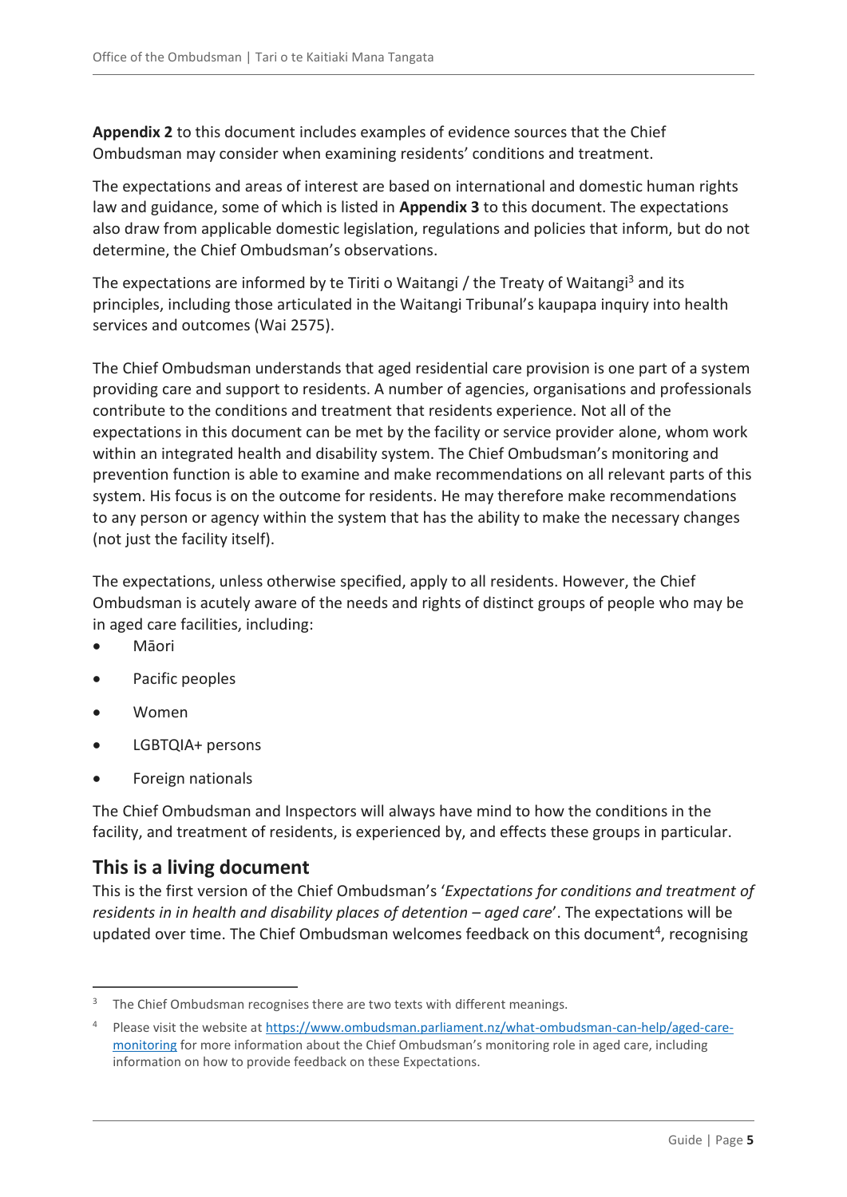**Appendix 2** to this document includes examples of evidence sources that the Chief Ombudsman may consider when examining residents' conditions and treatment.

The expectations and areas of interest are based on international and domestic human rights law and guidance, some of which is listed in **Appendix 3** to this document. The expectations also draw from applicable domestic legislation, regulations and policies that inform, but do not determine, the Chief Ombudsman's observations.

The expectations are informed by te Tiriti o Waitangi / the Treaty of Waitangi[3] and its principles, including those articulated in the Waitangi Tribunal's kaupapa inquiry into health services and outcomes (Wai 2575).

The Chief Ombudsman understands that aged residential care provision is one part of a system providing care and support to residents. A number of agencies, organisations and professionals contribute to the conditions and treatment that residents experience. Not all of the expectations in this document can be met by the facility or service provider alone, whom work within an integrated health and disability system. The Chief Ombudsman's monitoring and prevention function is able to examine and make recommendations on all relevant parts of this system. His focus is on the outcome for residents. He may therefore make recommendations to any person or agency within the system that has the ability to make the necessary changes (not just the facility itself).

The expectations, unless otherwise specified, apply to all residents. However, the Chief Ombudsman is acutely aware of the needs and rights of distinct groups of people who may be in aged care facilities, including:

- Māori
- Pacific peoples
- Women
- LGBTQIA+ persons
- Foreign nationals

The Chief Ombudsman and Inspectors will always have mind to how the conditions in the facility, and treatment of residents, is experienced by, and effects these groups in particular.

## This is a living document

This is the first version of the Chief Ombudsman's '*Expectations for conditions and treatment of residents in in health and disability places of detention – aged care*'. The expectations will be updated over time. The Chief Ombudsman welcomes feedback on this document[4], recognising

[3] The Chief Ombudsman recognises there are two texts with different meanings.

[4] Please visit the website at https://www.ombudsman.parliament.nz/what-ombudsman-can-help/aged-care-monitoring for more information about the Chief Ombudsman's monitoring role in aged care, including information on how to provide feedback on these Expectations.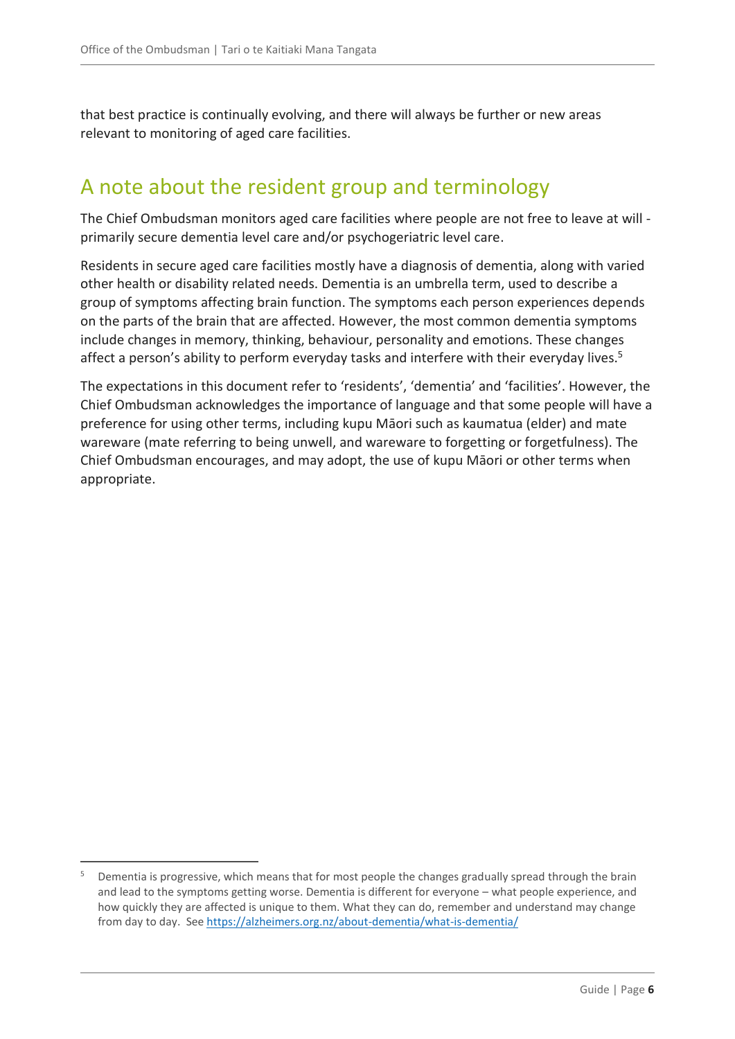that best practice is continually evolving, and there will always be further or new areas relevant to monitoring of aged care facilities.

## A note about the resident group and terminology

The Chief Ombudsman monitors aged care facilities where people are not free to leave at will - primarily secure dementia level care and/or psychogeriatric level care.

Residents in secure aged care facilities mostly have a diagnosis of dementia, along with varied other health or disability related needs. Dementia is an umbrella term, used to describe a group of symptoms affecting brain function. The symptoms each person experiences depends on the parts of the brain that are affected. However, the most common dementia symptoms include changes in memory, thinking, behaviour, personality and emotions. These changes affect a person's ability to perform everyday tasks and interfere with their everyday lives.[5]

The expectations in this document refer to 'residents', 'dementia' and 'facilities'. However, the Chief Ombudsman acknowledges the importance of language and that some people will have a preference for using other terms, including kupu Māori such as kaumatua (elder) and mate wareware (mate referring to being unwell, and wareware to forgetting or forgetfulness). The Chief Ombudsman encourages, and may adopt, the use of kupu Māori or other terms when appropriate.

---

[5] Dementia is progressive, which means that for most people the changes gradually spread through the brain and lead to the symptoms getting worse. Dementia is different for everyone – what people experience, and how quickly they are affected is unique to them. What they can do, remember and understand may change from day to day. See https://alzheimers.org.nz/about-dementia/what-is-dementia/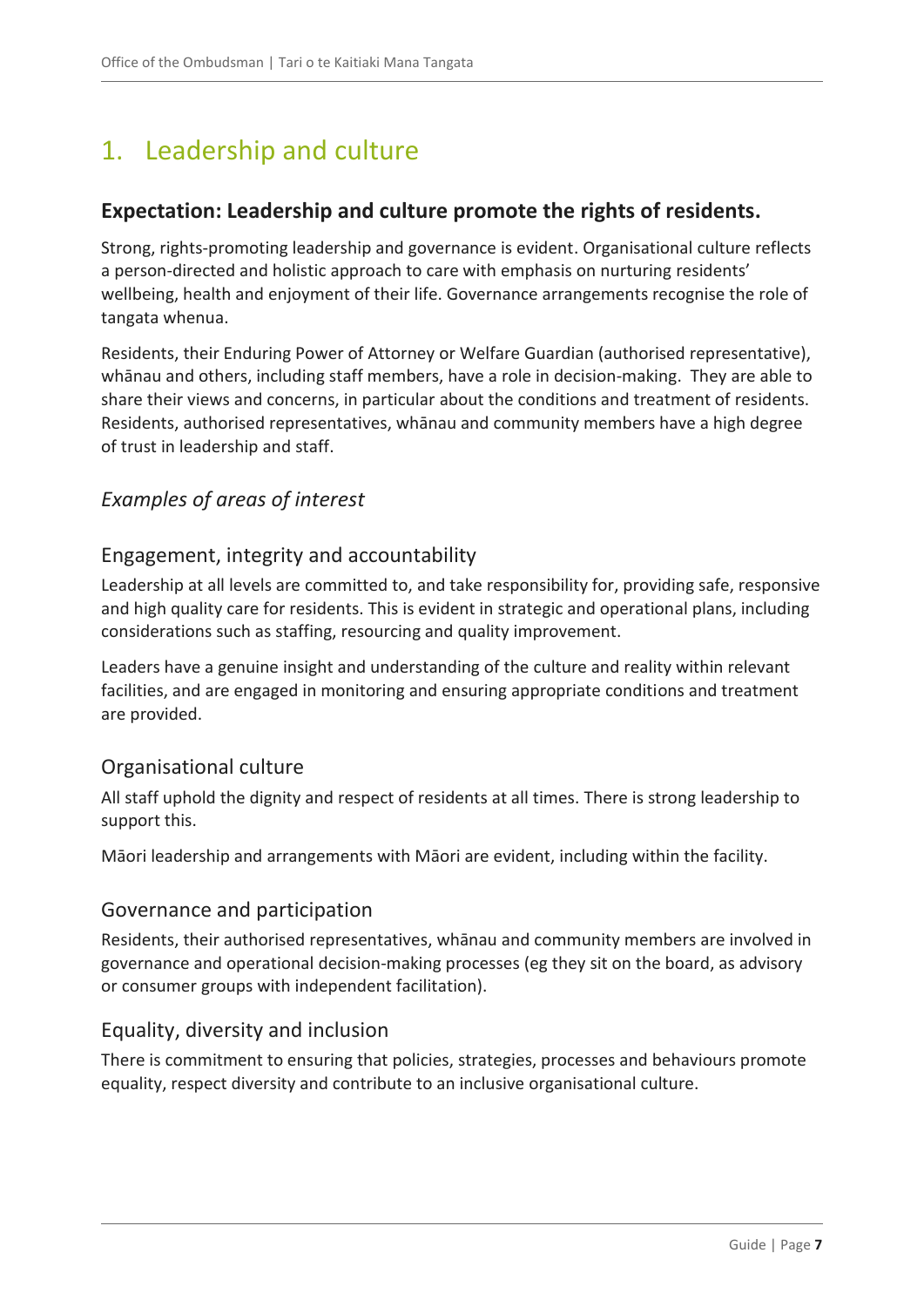# 1. Leadership and culture

## Expectation: Leadership and culture promote the rights of residents.

Strong, rights-promoting leadership and governance is evident. Organisational culture reflects a person-directed and holistic approach to care with emphasis on nurturing residents' wellbeing, health and enjoyment of their life. Governance arrangements recognise the role of tangata whenua.

Residents, their Enduring Power of Attorney or Welfare Guardian (authorised representative), whānau and others, including staff members, have a role in decision-making. They are able to share their views and concerns, in particular about the conditions and treatment of residents. Residents, authorised representatives, whānau and community members have a high degree of trust in leadership and staff.

### *Examples of areas of interest*

#### Engagement, integrity and accountability

Leadership at all levels are committed to, and take responsibility for, providing safe, responsive and high quality care for residents. This is evident in strategic and operational plans, including considerations such as staffing, resourcing and quality improvement.

Leaders have a genuine insight and understanding of the culture and reality within relevant facilities, and are engaged in monitoring and ensuring appropriate conditions and treatment are provided.

#### Organisational culture

All staff uphold the dignity and respect of residents at all times. There is strong leadership to support this.

Māori leadership and arrangements with Māori are evident, including within the facility.

#### Governance and participation

Residents, their authorised representatives, whānau and community members are involved in governance and operational decision-making processes (eg they sit on the board, as advisory or consumer groups with independent facilitation).

#### Equality, diversity and inclusion

There is commitment to ensuring that policies, strategies, processes and behaviours promote equality, respect diversity and contribute to an inclusive organisational culture.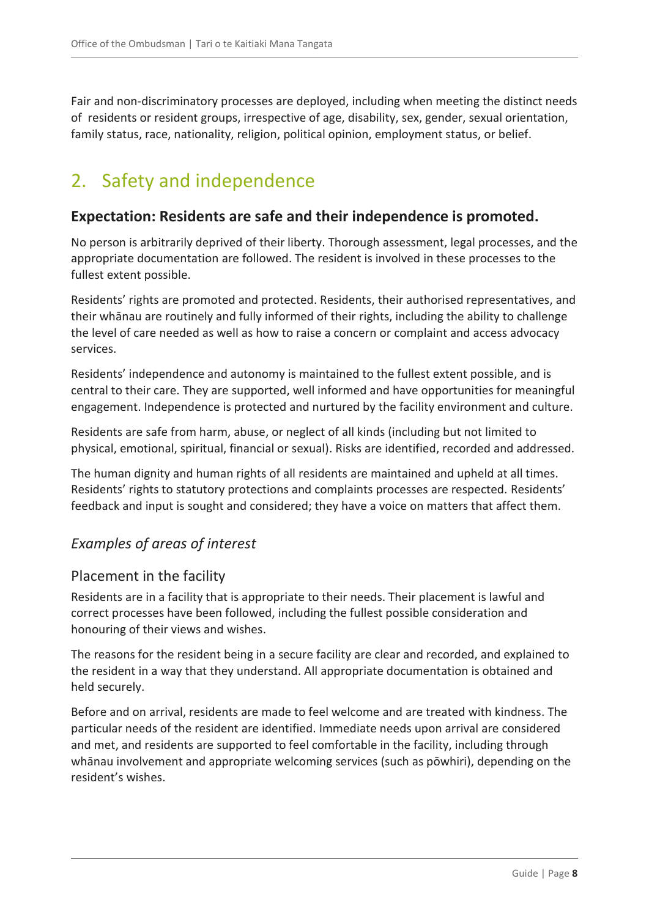Fair and non-discriminatory processes are deployed, including when meeting the distinct needs of residents or resident groups, irrespective of age, disability, sex, gender, sexual orientation, family status, race, nationality, religion, political opinion, employment status, or belief.

## 2. Safety and independence

### Expectation: Residents are safe and their independence is promoted.

No person is arbitrarily deprived of their liberty. Thorough assessment, legal processes, and the appropriate documentation are followed. The resident is involved in these processes to the fullest extent possible.

Residents' rights are promoted and protected. Residents, their authorised representatives, and their whānau are routinely and fully informed of their rights, including the ability to challenge the level of care needed as well as how to raise a concern or complaint and access advocacy services.

Residents' independence and autonomy is maintained to the fullest extent possible, and is central to their care. They are supported, well informed and have opportunities for meaningful engagement. Independence is protected and nurtured by the facility environment and culture.

Residents are safe from harm, abuse, or neglect of all kinds (including but not limited to physical, emotional, spiritual, financial or sexual). Risks are identified, recorded and addressed.

The human dignity and human rights of all residents are maintained and upheld at all times. Residents' rights to statutory protections and complaints processes are respected. Residents' feedback and input is sought and considered; they have a voice on matters that affect them.

### *Examples of areas of interest*

#### Placement in the facility

Residents are in a facility that is appropriate to their needs. Their placement is lawful and correct processes have been followed, including the fullest possible consideration and honouring of their views and wishes.

The reasons for the resident being in a secure facility are clear and recorded, and explained to the resident in a way that they understand. All appropriate documentation is obtained and held securely.

Before and on arrival, residents are made to feel welcome and are treated with kindness. The particular needs of the resident are identified. Immediate needs upon arrival are considered and met, and residents are supported to feel comfortable in the facility, including through whānau involvement and appropriate welcoming services (such as pōwhiri), depending on the resident's wishes.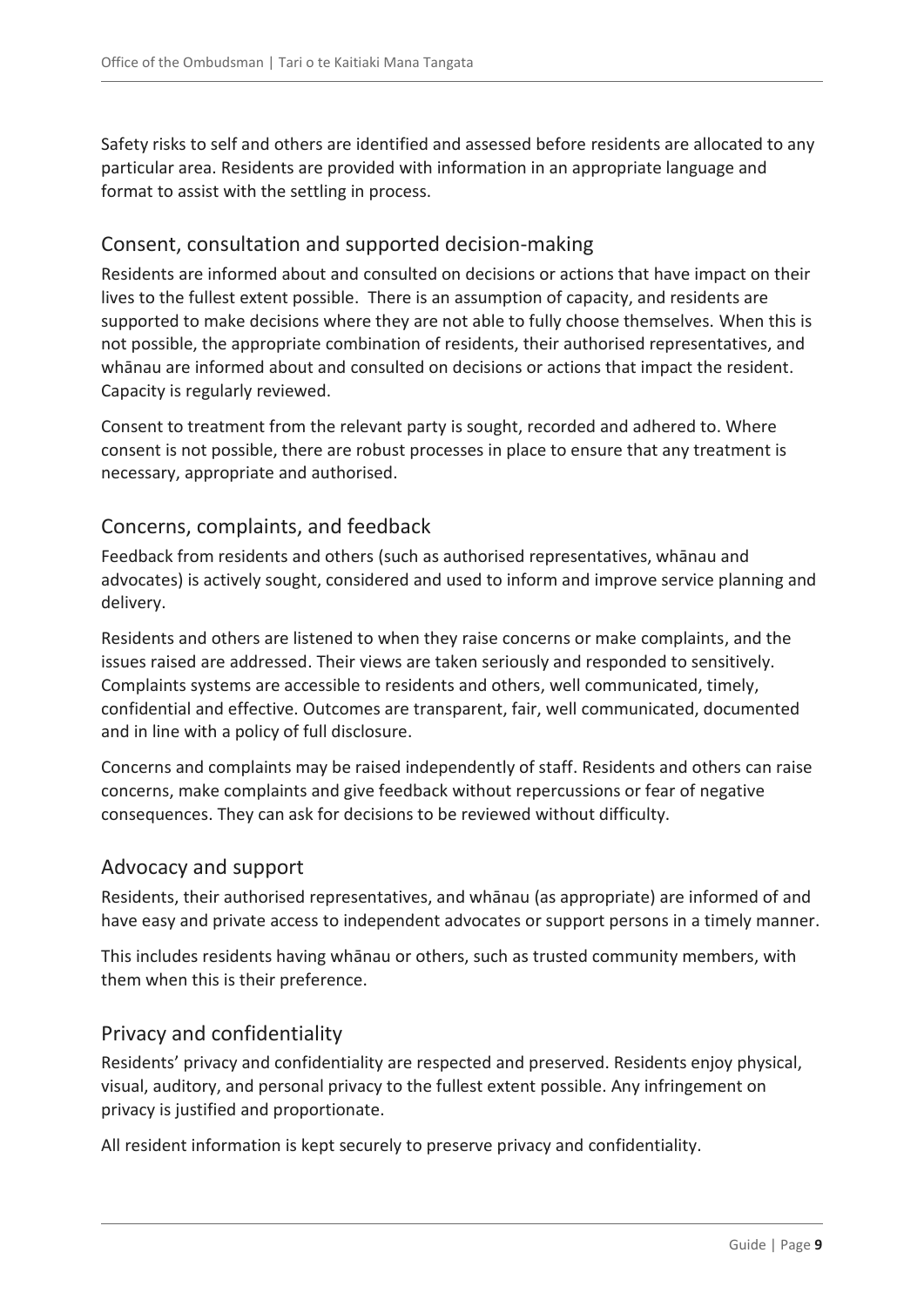Safety risks to self and others are identified and assessed before residents are allocated to any particular area. Residents are provided with information in an appropriate language and format to assist with the settling in process.

## Consent, consultation and supported decision-making

Residents are informed about and consulted on decisions or actions that have impact on their lives to the fullest extent possible. There is an assumption of capacity, and residents are supported to make decisions where they are not able to fully choose themselves. When this is not possible, the appropriate combination of residents, their authorised representatives, and whānau are informed about and consulted on decisions or actions that impact the resident. Capacity is regularly reviewed.

Consent to treatment from the relevant party is sought, recorded and adhered to. Where consent is not possible, there are robust processes in place to ensure that any treatment is necessary, appropriate and authorised.

## Concerns, complaints, and feedback

Feedback from residents and others (such as authorised representatives, whānau and advocates) is actively sought, considered and used to inform and improve service planning and delivery.

Residents and others are listened to when they raise concerns or make complaints, and the issues raised are addressed. Their views are taken seriously and responded to sensitively. Complaints systems are accessible to residents and others, well communicated, timely, confidential and effective. Outcomes are transparent, fair, well communicated, documented and in line with a policy of full disclosure.

Concerns and complaints may be raised independently of staff. Residents and others can raise concerns, make complaints and give feedback without repercussions or fear of negative consequences. They can ask for decisions to be reviewed without difficulty.

## Advocacy and support

Residents, their authorised representatives, and whānau (as appropriate) are informed of and have easy and private access to independent advocates or support persons in a timely manner.

This includes residents having whānau or others, such as trusted community members, with them when this is their preference.

## Privacy and confidentiality

Residents' privacy and confidentiality are respected and preserved. Residents enjoy physical, visual, auditory, and personal privacy to the fullest extent possible. Any infringement on privacy is justified and proportionate.

All resident information is kept securely to preserve privacy and confidentiality.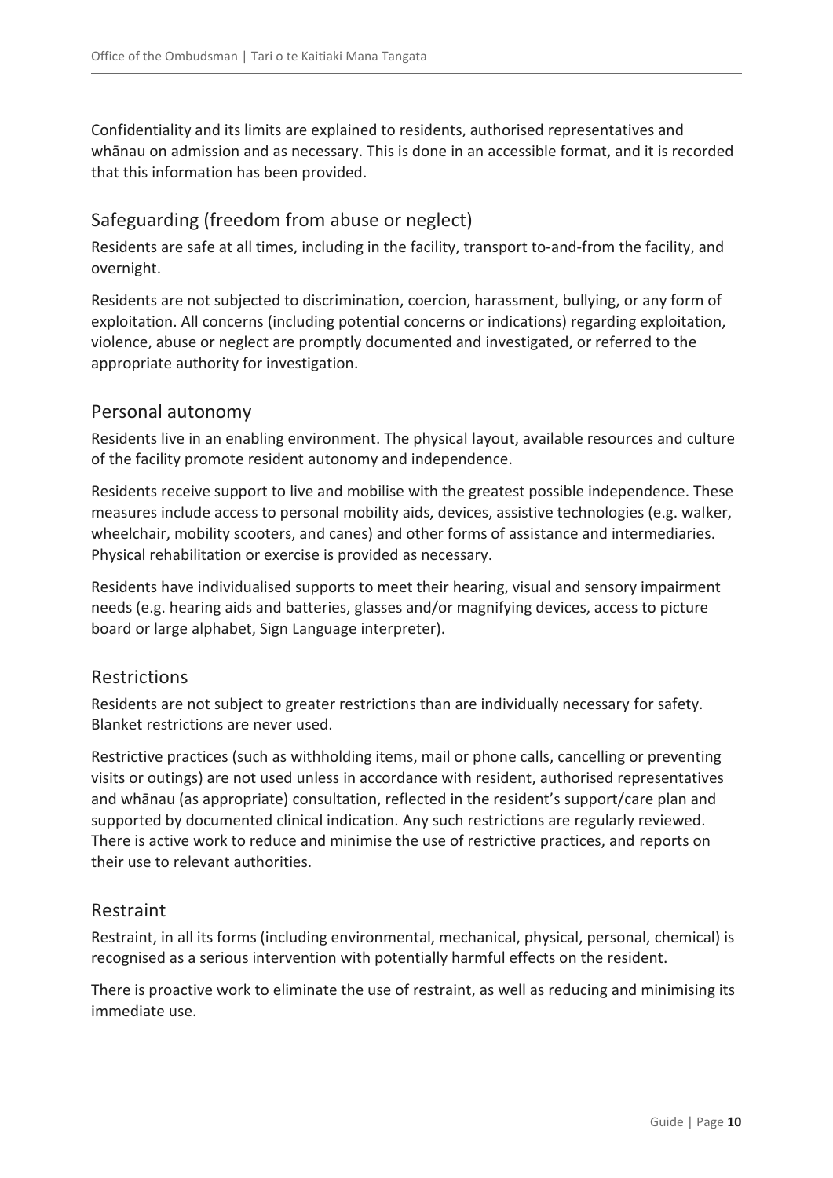Confidentiality and its limits are explained to residents, authorised representatives and whānau on admission and as necessary. This is done in an accessible format, and it is recorded that this information has been provided.

## Safeguarding (freedom from abuse or neglect)

Residents are safe at all times, including in the facility, transport to-and-from the facility, and overnight.

Residents are not subjected to discrimination, coercion, harassment, bullying, or any form of exploitation. All concerns (including potential concerns or indications) regarding exploitation, violence, abuse or neglect are promptly documented and investigated, or referred to the appropriate authority for investigation.

## Personal autonomy

Residents live in an enabling environment. The physical layout, available resources and culture of the facility promote resident autonomy and independence.

Residents receive support to live and mobilise with the greatest possible independence. These measures include access to personal mobility aids, devices, assistive technologies (e.g. walker, wheelchair, mobility scooters, and canes) and other forms of assistance and intermediaries. Physical rehabilitation or exercise is provided as necessary.

Residents have individualised supports to meet their hearing, visual and sensory impairment needs (e.g. hearing aids and batteries, glasses and/or magnifying devices, access to picture board or large alphabet, Sign Language interpreter).

## Restrictions

Residents are not subject to greater restrictions than are individually necessary for safety. Blanket restrictions are never used.

Restrictive practices (such as withholding items, mail or phone calls, cancelling or preventing visits or outings) are not used unless in accordance with resident, authorised representatives and whānau (as appropriate) consultation, reflected in the resident's support/care plan and supported by documented clinical indication. Any such restrictions are regularly reviewed. There is active work to reduce and minimise the use of restrictive practices, and reports on their use to relevant authorities.

## Restraint

Restraint, in all its forms (including environmental, mechanical, physical, personal, chemical) is recognised as a serious intervention with potentially harmful effects on the resident.

There is proactive work to eliminate the use of restraint, as well as reducing and minimising its immediate use.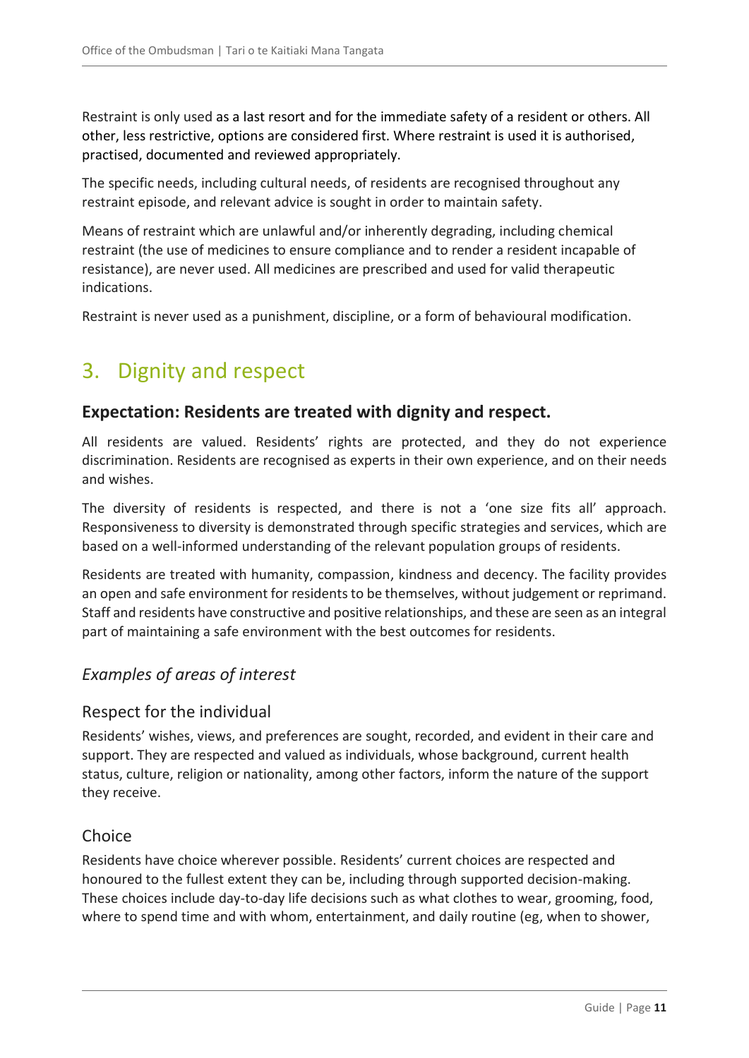Restraint is only used as a last resort and for the immediate safety of a resident or others. All other, less restrictive, options are considered first. Where restraint is used it is authorised, practised, documented and reviewed appropriately.

The specific needs, including cultural needs, of residents are recognised throughout any restraint episode, and relevant advice is sought in order to maintain safety.

Means of restraint which are unlawful and/or inherently degrading, including chemical restraint (the use of medicines to ensure compliance and to render a resident incapable of resistance), are never used. All medicines are prescribed and used for valid therapeutic indications.

Restraint is never used as a punishment, discipline, or a form of behavioural modification.

# 3. Dignity and respect

## Expectation: Residents are treated with dignity and respect.

All residents are valued. Residents' rights are protected, and they do not experience discrimination. Residents are recognised as experts in their own experience, and on their needs and wishes.

The diversity of residents is respected, and there is not a 'one size fits all' approach. Responsiveness to diversity is demonstrated through specific strategies and services, which are based on a well-informed understanding of the relevant population groups of residents.

Residents are treated with humanity, compassion, kindness and decency. The facility provides an open and safe environment for residents to be themselves, without judgement or reprimand. Staff and residents have constructive and positive relationships, and these are seen as an integral part of maintaining a safe environment with the best outcomes for residents.

### *Examples of areas of interest*

#### Respect for the individual

Residents' wishes, views, and preferences are sought, recorded, and evident in their care and support. They are respected and valued as individuals, whose background, current health status, culture, religion or nationality, among other factors, inform the nature of the support they receive.

#### Choice

Residents have choice wherever possible. Residents' current choices are respected and honoured to the fullest extent they can be, including through supported decision-making. These choices include day-to-day life decisions such as what clothes to wear, grooming, food, where to spend time and with whom, entertainment, and daily routine (eg, when to shower,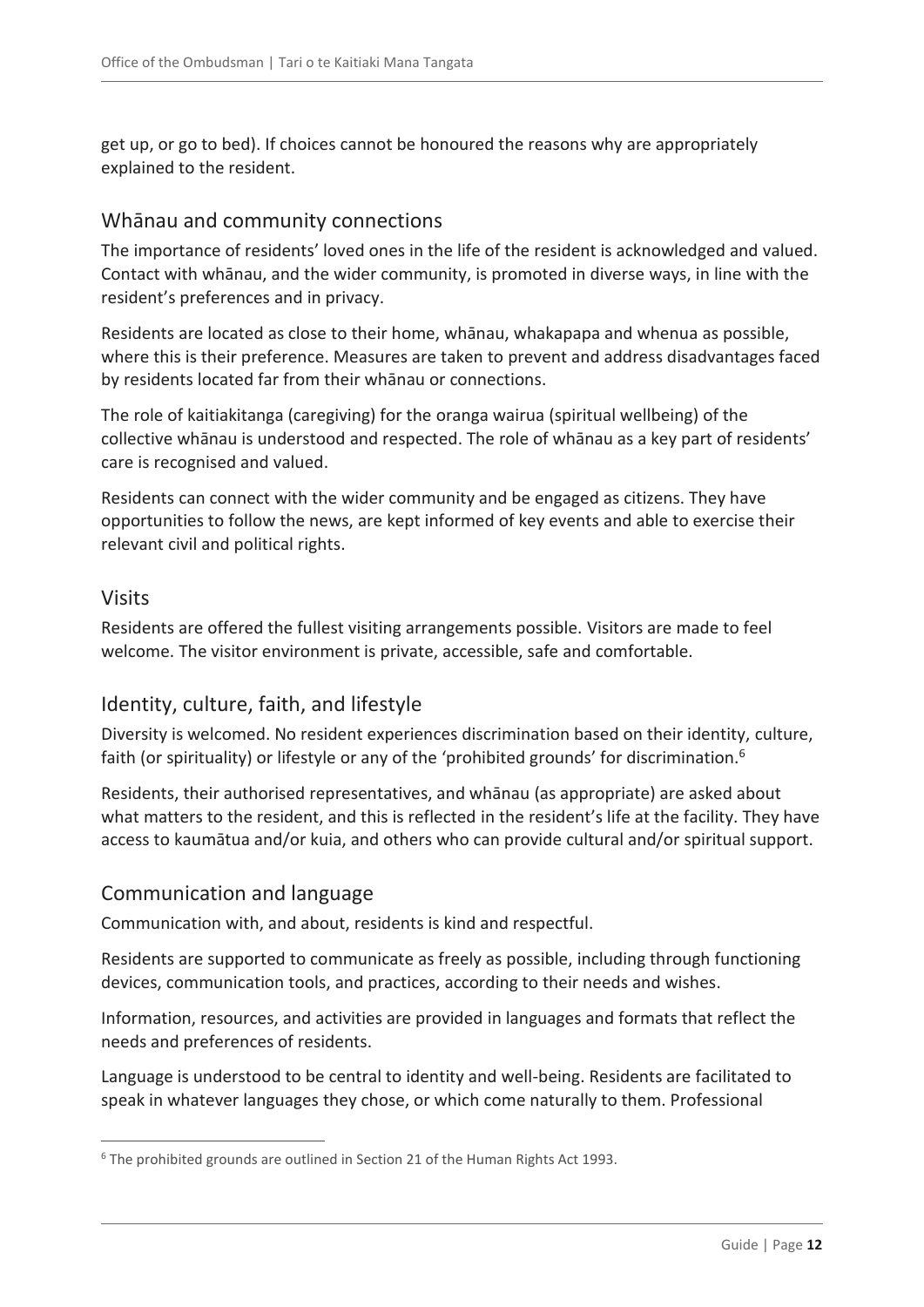get up, or go to bed). If choices cannot be honoured the reasons why are appropriately explained to the resident.

## Whānau and community connections

The importance of residents' loved ones in the life of the resident is acknowledged and valued. Contact with whānau, and the wider community, is promoted in diverse ways, in line with the resident's preferences and in privacy.

Residents are located as close to their home, whānau, whakapapa and whenua as possible, where this is their preference. Measures are taken to prevent and address disadvantages faced by residents located far from their whānau or connections.

The role of kaitiakitanga (caregiving) for the oranga wairua (spiritual wellbeing) of the collective whānau is understood and respected. The role of whānau as a key part of residents' care is recognised and valued.

Residents can connect with the wider community and be engaged as citizens. They have opportunities to follow the news, are kept informed of key events and able to exercise their relevant civil and political rights.

## Visits

Residents are offered the fullest visiting arrangements possible. Visitors are made to feel welcome. The visitor environment is private, accessible, safe and comfortable.

## Identity, culture, faith, and lifestyle

Diversity is welcomed. No resident experiences discrimination based on their identity, culture, faith (or spirituality) or lifestyle or any of the 'prohibited grounds' for discrimination.[6]

Residents, their authorised representatives, and whānau (as appropriate) are asked about what matters to the resident, and this is reflected in the resident's life at the facility. They have access to kaumātua and/or kuia, and others who can provide cultural and/or spiritual support.

## Communication and language

Communication with, and about, residents is kind and respectful.

Residents are supported to communicate as freely as possible, including through functioning devices, communication tools, and practices, according to their needs and wishes.

Information, resources, and activities are provided in languages and formats that reflect the needs and preferences of residents.

Language is understood to be central to identity and well-being. Residents are facilitated to speak in whatever languages they chose, or which come naturally to them. Professional

[6] The prohibited grounds are outlined in Section 21 of the Human Rights Act 1993.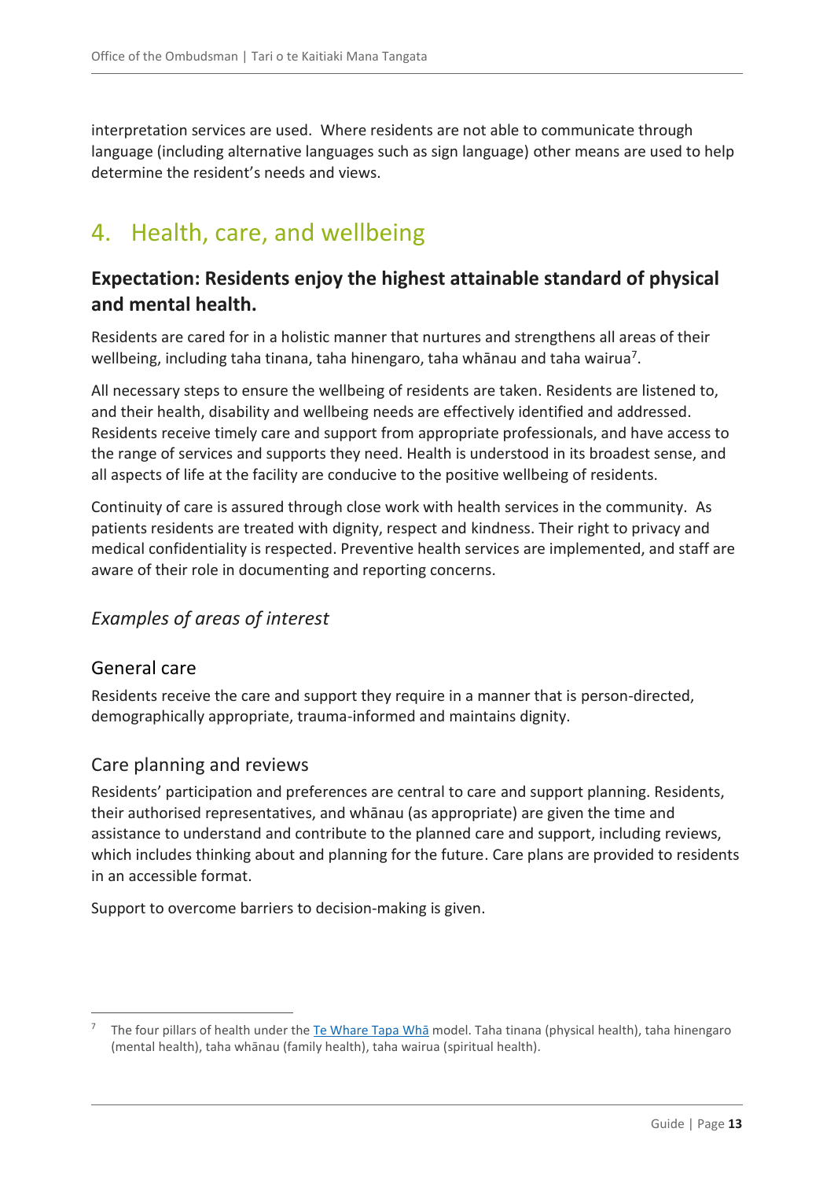interpretation services are used. Where residents are not able to communicate through language (including alternative languages such as sign language) other means are used to help determine the resident's needs and views.

## 4. Health, care, and wellbeing

### Expectation: Residents enjoy the highest attainable standard of physical and mental health.

Residents are cared for in a holistic manner that nurtures and strengthens all areas of their wellbeing, including taha tinana, taha hinengaro, taha whānau and taha wairua[7].

All necessary steps to ensure the wellbeing of residents are taken. Residents are listened to, and their health, disability and wellbeing needs are effectively identified and addressed. Residents receive timely care and support from appropriate professionals, and have access to the range of services and supports they need. Health is understood in its broadest sense, and all aspects of life at the facility are conducive to the positive wellbeing of residents.

Continuity of care is assured through close work with health services in the community. As patients residents are treated with dignity, respect and kindness. Their right to privacy and medical confidentiality is respected. Preventive health services are implemented, and staff are aware of their role in documenting and reporting concerns.

### *Examples of areas of interest*

#### General care

Residents receive the care and support they require in a manner that is person-directed, demographically appropriate, trauma-informed and maintains dignity.

#### Care planning and reviews

Residents' participation and preferences are central to care and support planning. Residents, their authorised representatives, and whānau (as appropriate) are given the time and assistance to understand and contribute to the planned care and support, including reviews, which includes thinking about and planning for the future. Care plans are provided to residents in an accessible format.

Support to overcome barriers to decision-making is given.

---

[7] The four pillars of health under the [Te Whare Tapa Whā]() model. Taha tinana (physical health), taha hinengaro (mental health), taha whānau (family health), taha wairua (spiritual health).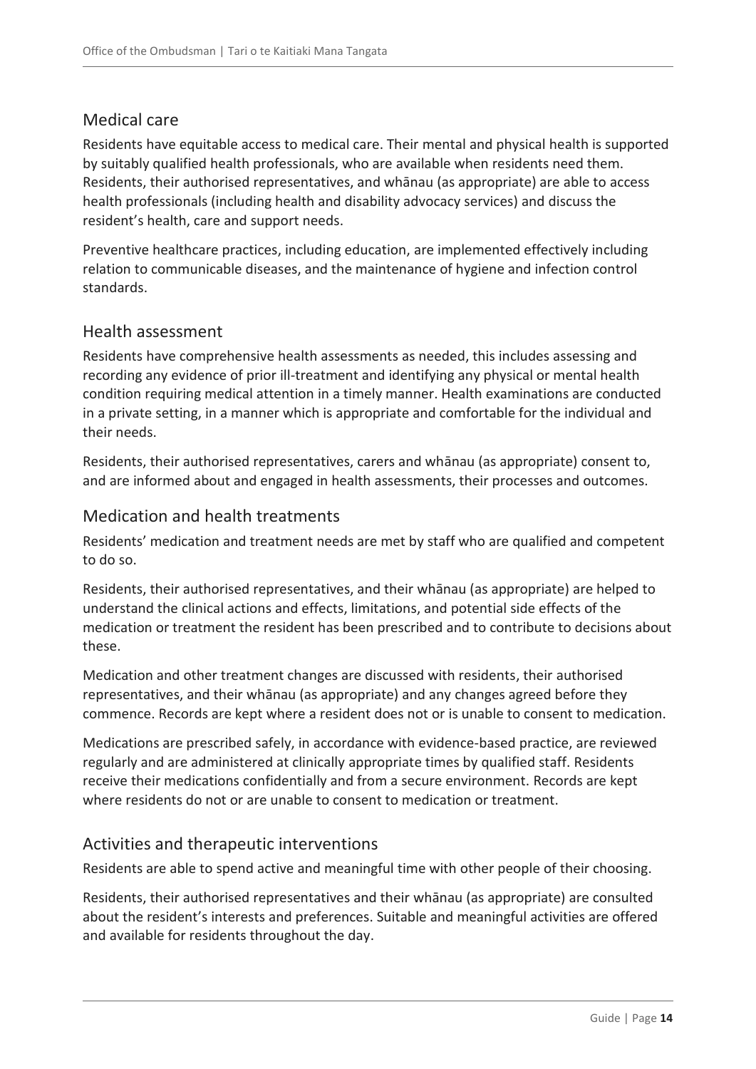## Medical care

Residents have equitable access to medical care. Their mental and physical health is supported by suitably qualified health professionals, who are available when residents need them. Residents, their authorised representatives, and whānau (as appropriate) are able to access health professionals (including health and disability advocacy services) and discuss the resident's health, care and support needs.

Preventive healthcare practices, including education, are implemented effectively including relation to communicable diseases, and the maintenance of hygiene and infection control standards.

## Health assessment

Residents have comprehensive health assessments as needed, this includes assessing and recording any evidence of prior ill-treatment and identifying any physical or mental health condition requiring medical attention in a timely manner. Health examinations are conducted in a private setting, in a manner which is appropriate and comfortable for the individual and their needs.

Residents, their authorised representatives, carers and whānau (as appropriate) consent to, and are informed about and engaged in health assessments, their processes and outcomes.

## Medication and health treatments

Residents' medication and treatment needs are met by staff who are qualified and competent to do so.

Residents, their authorised representatives, and their whānau (as appropriate) are helped to understand the clinical actions and effects, limitations, and potential side effects of the medication or treatment the resident has been prescribed and to contribute to decisions about these.

Medication and other treatment changes are discussed with residents, their authorised representatives, and their whānau (as appropriate) and any changes agreed before they commence. Records are kept where a resident does not or is unable to consent to medication.

Medications are prescribed safely, in accordance with evidence-based practice, are reviewed regularly and are administered at clinically appropriate times by qualified staff. Residents receive their medications confidentially and from a secure environment. Records are kept where residents do not or are unable to consent to medication or treatment.

## Activities and therapeutic interventions

Residents are able to spend active and meaningful time with other people of their choosing.

Residents, their authorised representatives and their whānau (as appropriate) are consulted about the resident's interests and preferences. Suitable and meaningful activities are offered and available for residents throughout the day.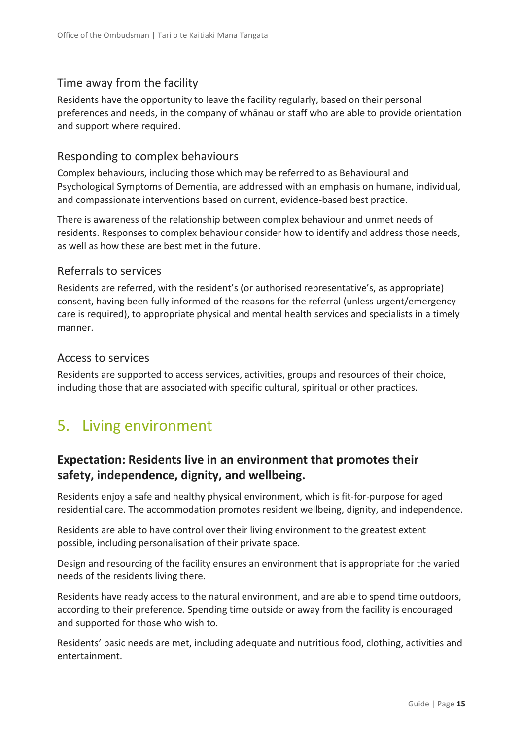### Time away from the facility

Residents have the opportunity to leave the facility regularly, based on their personal preferences and needs, in the company of whānau or staff who are able to provide orientation and support where required.

### Responding to complex behaviours

Complex behaviours, including those which may be referred to as Behavioural and Psychological Symptoms of Dementia, are addressed with an emphasis on humane, individual, and compassionate interventions based on current, evidence-based best practice.

There is awareness of the relationship between complex behaviour and unmet needs of residents. Responses to complex behaviour consider how to identify and address those needs, as well as how these are best met in the future.

### Referrals to services

Residents are referred, with the resident's (or authorised representative's, as appropriate) consent, having been fully informed of the reasons for the referral (unless urgent/emergency care is required), to appropriate physical and mental health services and specialists in a timely manner.

### Access to services

Residents are supported to access services, activities, groups and resources of their choice, including those that are associated with specific cultural, spiritual or other practices.

## 5. Living environment

### Expectation: Residents live in an environment that promotes their safety, independence, dignity, and wellbeing.

Residents enjoy a safe and healthy physical environment, which is fit-for-purpose for aged residential care. The accommodation promotes resident wellbeing, dignity, and independence.

Residents are able to have control over their living environment to the greatest extent possible, including personalisation of their private space.

Design and resourcing of the facility ensures an environment that is appropriate for the varied needs of the residents living there.

Residents have ready access to the natural environment, and are able to spend time outdoors, according to their preference. Spending time outside or away from the facility is encouraged and supported for those who wish to.

Residents' basic needs are met, including adequate and nutritious food, clothing, activities and entertainment.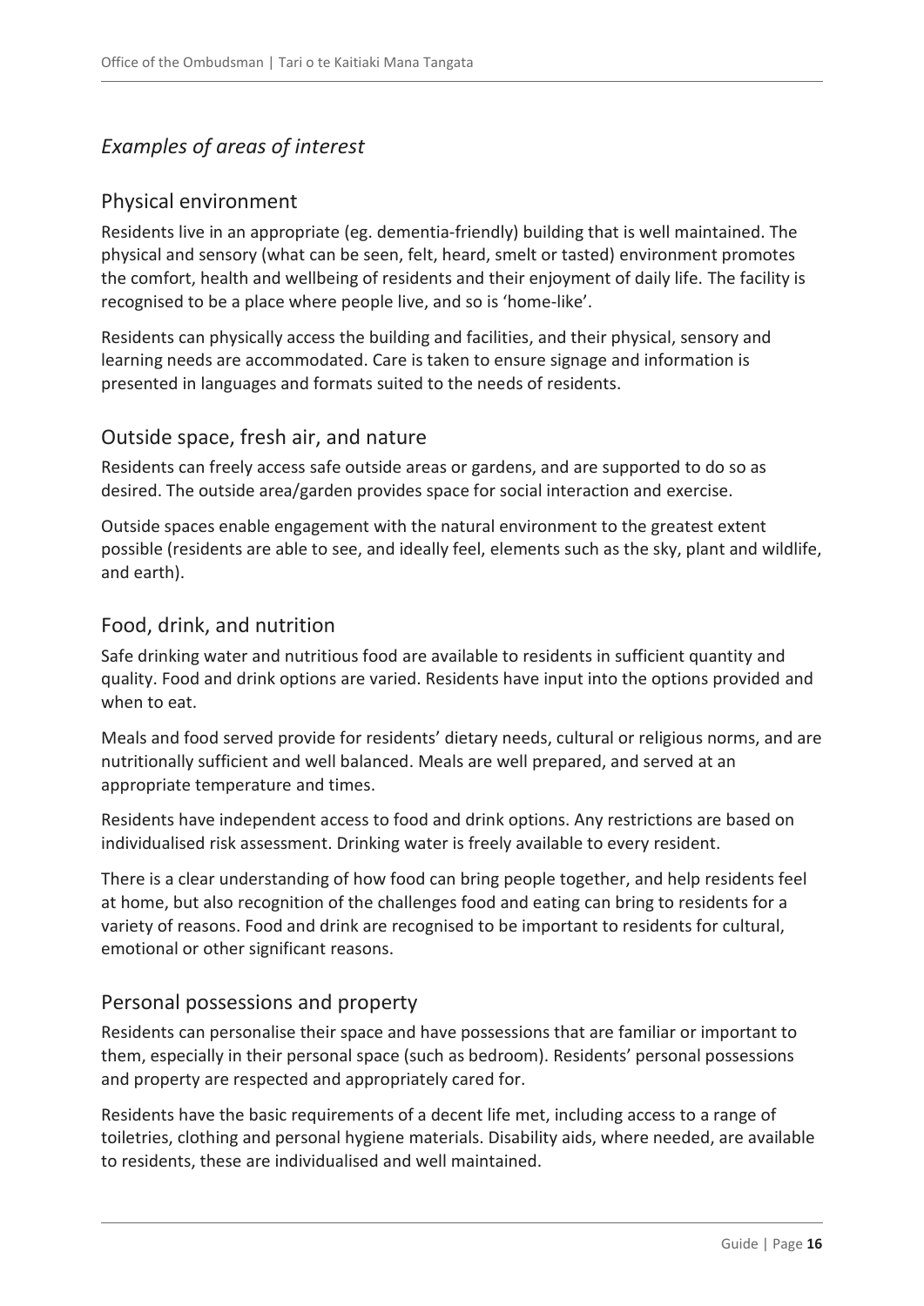## *Examples of areas of interest*

### Physical environment

Residents live in an appropriate (eg. dementia-friendly) building that is well maintained. The physical and sensory (what can be seen, felt, heard, smelt or tasted) environment promotes the comfort, health and wellbeing of residents and their enjoyment of daily life. The facility is recognised to be a place where people live, and so is 'home-like'.

Residents can physically access the building and facilities, and their physical, sensory and learning needs are accommodated. Care is taken to ensure signage and information is presented in languages and formats suited to the needs of residents.

### Outside space, fresh air, and nature

Residents can freely access safe outside areas or gardens, and are supported to do so as desired. The outside area/garden provides space for social interaction and exercise.

Outside spaces enable engagement with the natural environment to the greatest extent possible (residents are able to see, and ideally feel, elements such as the sky, plant and wildlife, and earth).

### Food, drink, and nutrition

Safe drinking water and nutritious food are available to residents in sufficient quantity and quality. Food and drink options are varied. Residents have input into the options provided and when to eat.

Meals and food served provide for residents' dietary needs, cultural or religious norms, and are nutritionally sufficient and well balanced. Meals are well prepared, and served at an appropriate temperature and times.

Residents have independent access to food and drink options. Any restrictions are based on individualised risk assessment. Drinking water is freely available to every resident.

There is a clear understanding of how food can bring people together, and help residents feel at home, but also recognition of the challenges food and eating can bring to residents for a variety of reasons. Food and drink are recognised to be important to residents for cultural, emotional or other significant reasons.

### Personal possessions and property

Residents can personalise their space and have possessions that are familiar or important to them, especially in their personal space (such as bedroom). Residents' personal possessions and property are respected and appropriately cared for.

Residents have the basic requirements of a decent life met, including access to a range of toiletries, clothing and personal hygiene materials. Disability aids, where needed, are available to residents, these are individualised and well maintained.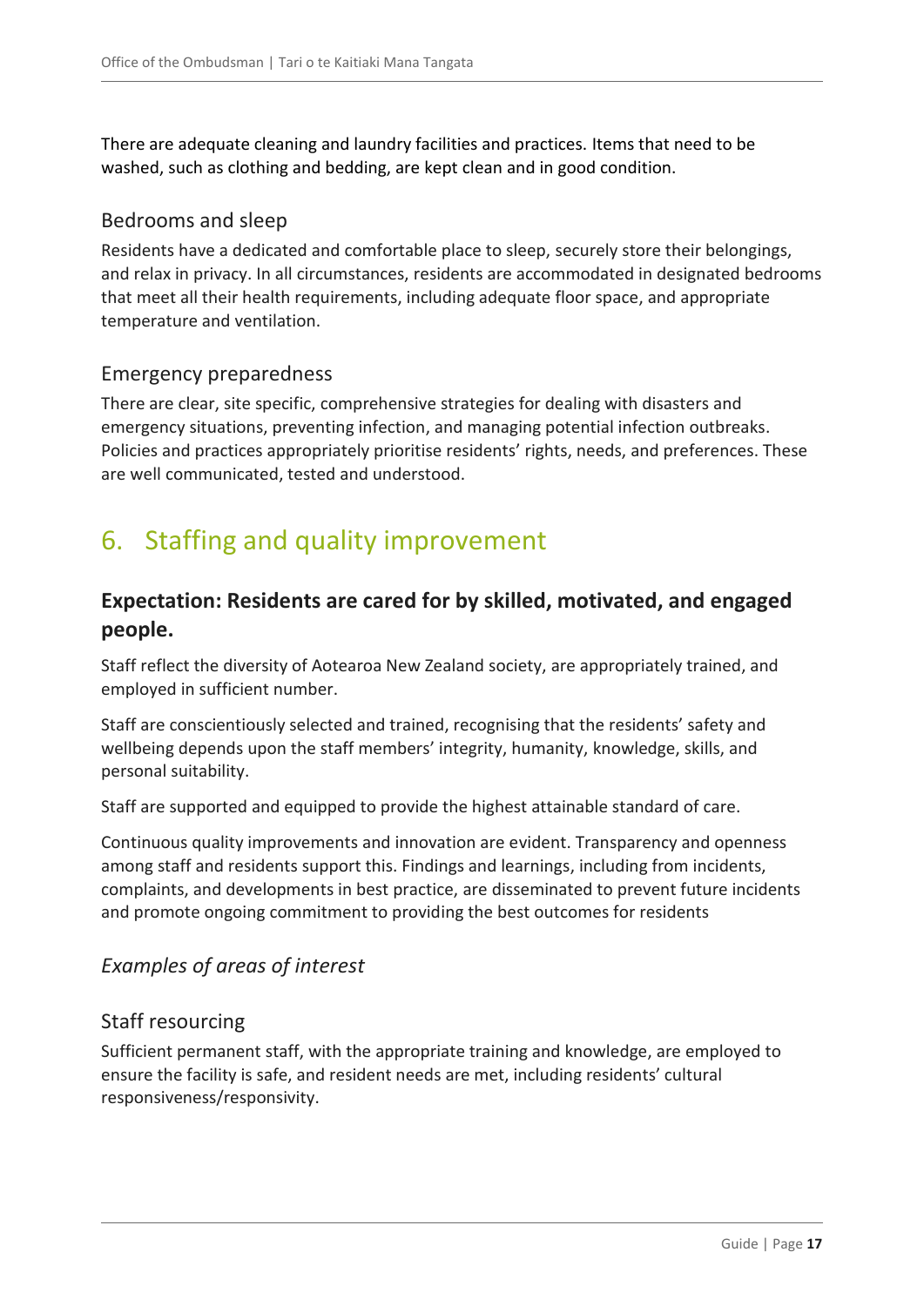There are adequate cleaning and laundry facilities and practices. Items that need to be washed, such as clothing and bedding, are kept clean and in good condition.

### Bedrooms and sleep

Residents have a dedicated and comfortable place to sleep, securely store their belongings, and relax in privacy. In all circumstances, residents are accommodated in designated bedrooms that meet all their health requirements, including adequate floor space, and appropriate temperature and ventilation.

### Emergency preparedness

There are clear, site specific, comprehensive strategies for dealing with disasters and emergency situations, preventing infection, and managing potential infection outbreaks. Policies and practices appropriately prioritise residents' rights, needs, and preferences. These are well communicated, tested and understood.

# 6. Staffing and quality improvement

## Expectation: Residents are cared for by skilled, motivated, and engaged people.

Staff reflect the diversity of Aotearoa New Zealand society, are appropriately trained, and employed in sufficient number.

Staff are conscientiously selected and trained, recognising that the residents' safety and wellbeing depends upon the staff members' integrity, humanity, knowledge, skills, and personal suitability.

Staff are supported and equipped to provide the highest attainable standard of care.

Continuous quality improvements and innovation are evident. Transparency and openness among staff and residents support this. Findings and learnings, including from incidents, complaints, and developments in best practice, are disseminated to prevent future incidents and promote ongoing commitment to providing the best outcomes for residents

### *Examples of areas of interest*

### Staff resourcing

Sufficient permanent staff, with the appropriate training and knowledge, are employed to ensure the facility is safe, and resident needs are met, including residents' cultural responsiveness/responsivity.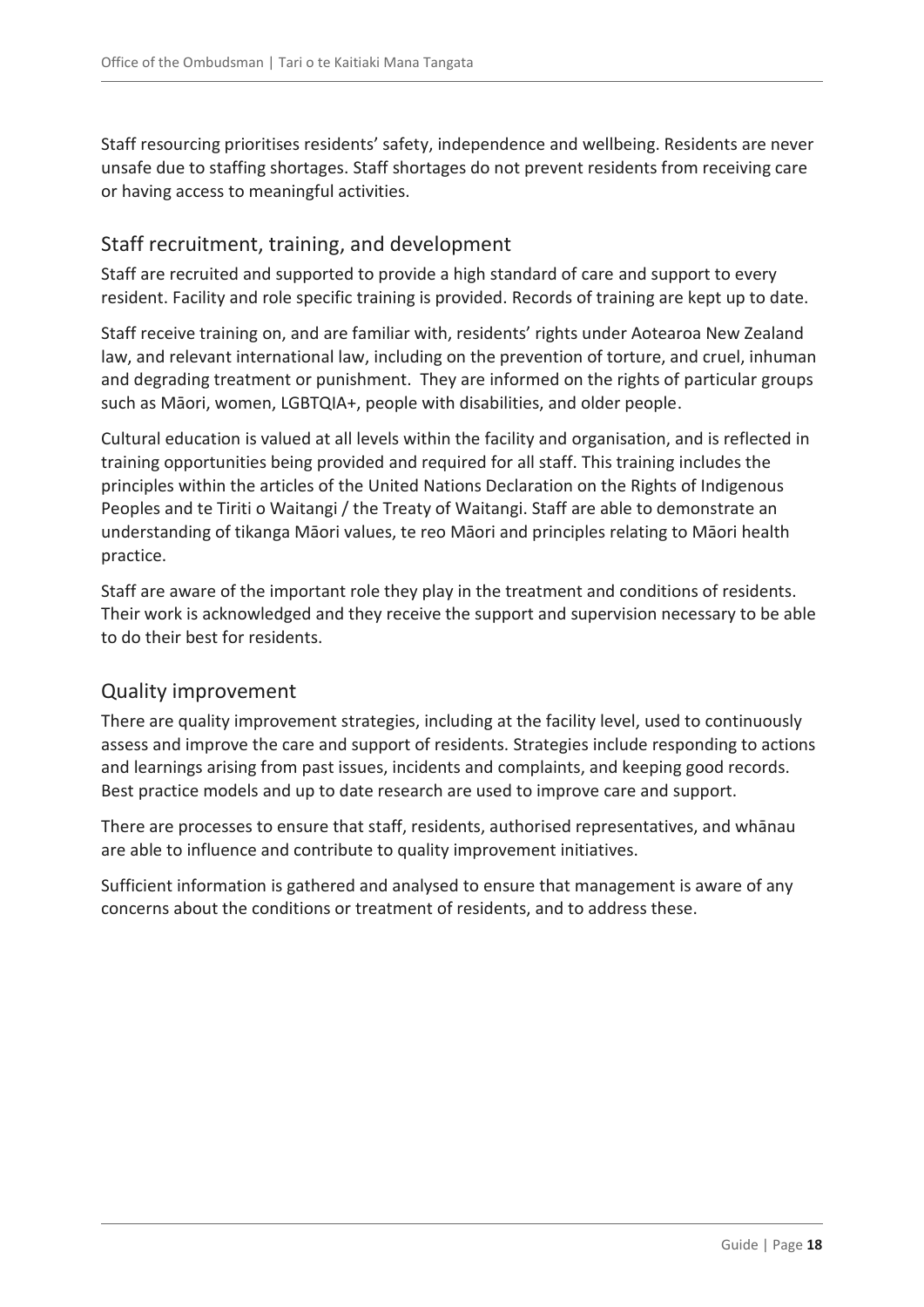Staff resourcing prioritises residents' safety, independence and wellbeing. Residents are never unsafe due to staffing shortages. Staff shortages do not prevent residents from receiving care or having access to meaningful activities.

## Staff recruitment, training, and development

Staff are recruited and supported to provide a high standard of care and support to every resident. Facility and role specific training is provided. Records of training are kept up to date.

Staff receive training on, and are familiar with, residents' rights under Aotearoa New Zealand law, and relevant international law, including on the prevention of torture, and cruel, inhuman and degrading treatment or punishment. They are informed on the rights of particular groups such as Māori, women, LGBTQIA+, people with disabilities, and older people.

Cultural education is valued at all levels within the facility and organisation, and is reflected in training opportunities being provided and required for all staff. This training includes the principles within the articles of the United Nations Declaration on the Rights of Indigenous Peoples and te Tiriti o Waitangi / the Treaty of Waitangi. Staff are able to demonstrate an understanding of tikanga Māori values, te reo Māori and principles relating to Māori health practice.

Staff are aware of the important role they play in the treatment and conditions of residents. Their work is acknowledged and they receive the support and supervision necessary to be able to do their best for residents.

## Quality improvement

There are quality improvement strategies, including at the facility level, used to continuously assess and improve the care and support of residents. Strategies include responding to actions and learnings arising from past issues, incidents and complaints, and keeping good records. Best practice models and up to date research are used to improve care and support.

There are processes to ensure that staff, residents, authorised representatives, and whānau are able to influence and contribute to quality improvement initiatives.

Sufficient information is gathered and analysed to ensure that management is aware of any concerns about the conditions or treatment of residents, and to address these.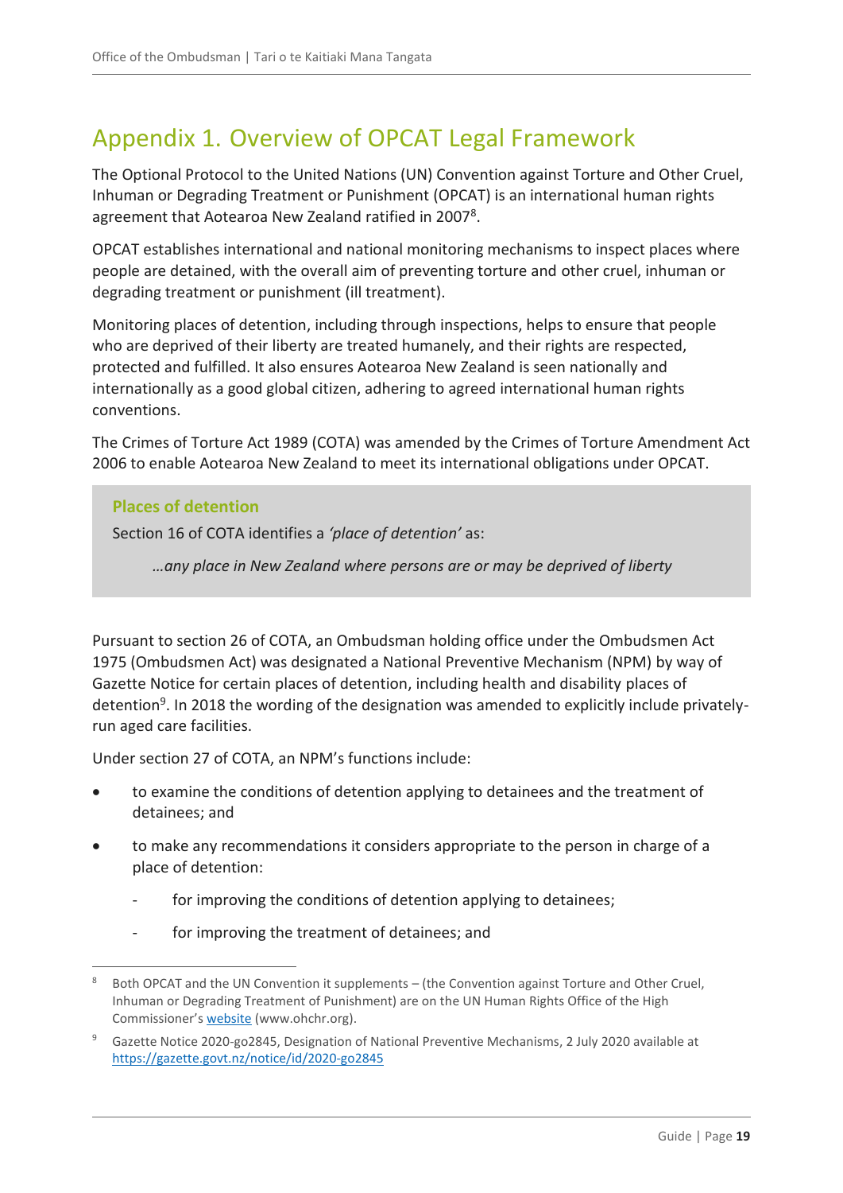# Appendix 1. Overview of OPCAT Legal Framework

The Optional Protocol to the United Nations (UN) Convention against Torture and Other Cruel, Inhuman or Degrading Treatment or Punishment (OPCAT) is an international human rights agreement that Aotearoa New Zealand ratified in 2007[8].

OPCAT establishes international and national monitoring mechanisms to inspect places where people are detained, with the overall aim of preventing torture and other cruel, inhuman or degrading treatment or punishment (ill treatment).

Monitoring places of detention, including through inspections, helps to ensure that people who are deprived of their liberty are treated humanely, and their rights are respected, protected and fulfilled. It also ensures Aotearoa New Zealand is seen nationally and internationally as a good global citizen, adhering to agreed international human rights conventions.

The Crimes of Torture Act 1989 (COTA) was amended by the Crimes of Torture Amendment Act 2006 to enable Aotearoa New Zealand to meet its international obligations under OPCAT.

> **Places of detention**
>
> Section 16 of COTA identifies a *'place of detention'* as:
>
> *…any place in New Zealand where persons are or may be deprived of liberty*

Pursuant to section 26 of COTA, an Ombudsman holding office under the Ombudsmen Act 1975 (Ombudsmen Act) was designated a National Preventive Mechanism (NPM) by way of Gazette Notice for certain places of detention, including health and disability places of detention[9]. In 2018 the wording of the designation was amended to explicitly include privately-run aged care facilities.

Under section 27 of COTA, an NPM's functions include:

- to examine the conditions of detention applying to detainees and the treatment of detainees; and
- to make any recommendations it considers appropriate to the person in charge of a place of detention:
  - for improving the conditions of detention applying to detainees;
  - for improving the treatment of detainees; and

---

[8] Both OPCAT and the UN Convention it supplements – (the Convention against Torture and Other Cruel, Inhuman or Degrading Treatment of Punishment) are on the UN Human Rights Office of the High Commissioner's website (www.ohchr.org).

[9] Gazette Notice 2020-go2845, Designation of National Preventive Mechanisms, 2 July 2020 available at https://gazette.govt.nz/notice/id/2020-go2845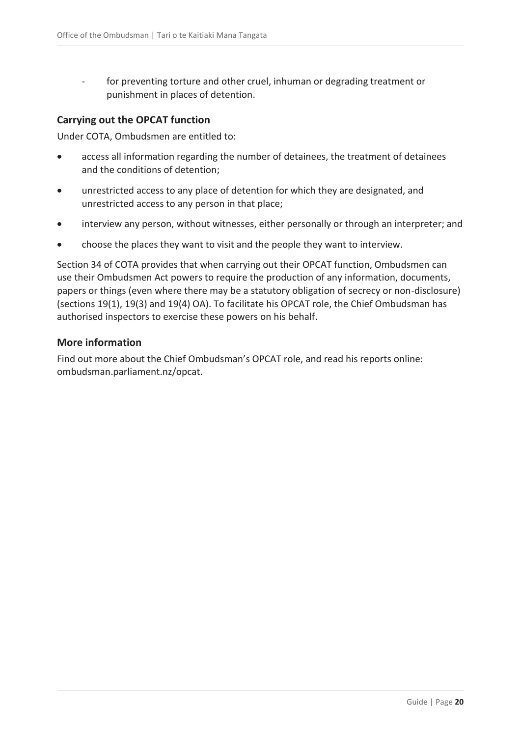- for preventing torture and other cruel, inhuman or degrading treatment or punishment in places of detention.

### Carrying out the OPCAT function

Under COTA, Ombudsmen are entitled to:

- access all information regarding the number of detainees, the treatment of detainees and the conditions of detention;
- unrestricted access to any place of detention for which they are designated, and unrestricted access to any person in that place;
- interview any person, without witnesses, either personally or through an interpreter; and
- choose the places they want to visit and the people they want to interview.

Section 34 of COTA provides that when carrying out their OPCAT function, Ombudsmen can use their Ombudsmen Act powers to require the production of any information, documents, papers or things (even where there may be a statutory obligation of secrecy or non-disclosure) (sections 19(1), 19(3) and 19(4) OA). To facilitate his OPCAT role, the Chief Ombudsman has authorised inspectors to exercise these powers on his behalf.

### More information

Find out more about the Chief Ombudsman's OPCAT role, and read his reports online: ombudsman.parliament.nz/opcat.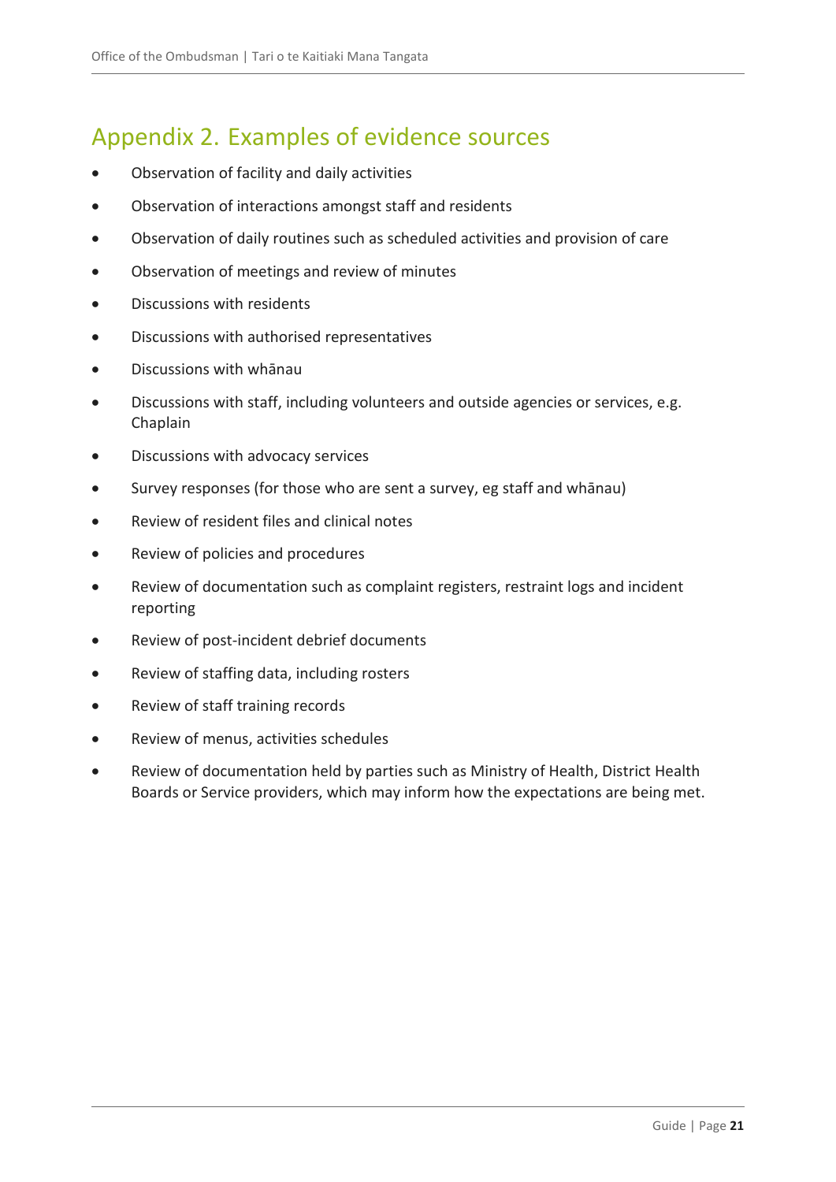## Appendix 2. Examples of evidence sources

- Observation of facility and daily activities
- Observation of interactions amongst staff and residents
- Observation of daily routines such as scheduled activities and provision of care
- Observation of meetings and review of minutes
- Discussions with residents
- Discussions with authorised representatives
- Discussions with whānau
- Discussions with staff, including volunteers and outside agencies or services, e.g. Chaplain
- Discussions with advocacy services
- Survey responses (for those who are sent a survey, eg staff and whānau)
- Review of resident files and clinical notes
- Review of policies and procedures
- Review of documentation such as complaint registers, restraint logs and incident reporting
- Review of post-incident debrief documents
- Review of staffing data, including rosters
- Review of staff training records
- Review of menus, activities schedules
- Review of documentation held by parties such as Ministry of Health, District Health Boards or Service providers, which may inform how the expectations are being met.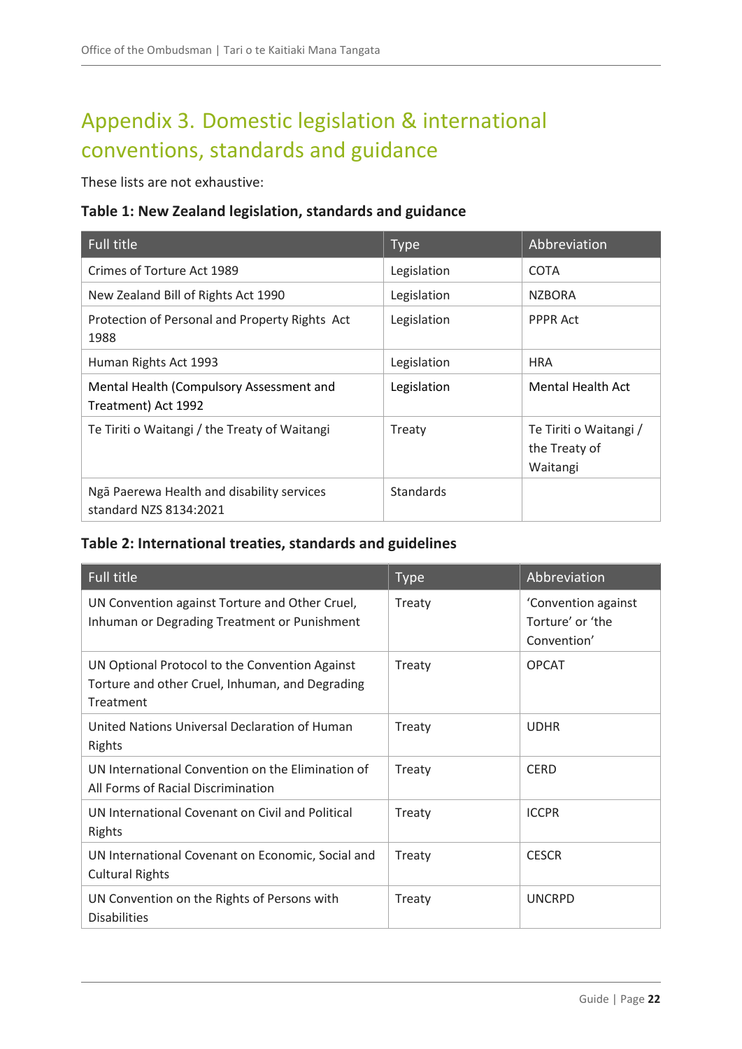# Appendix 3. Domestic legislation & international conventions, standards and guidance

These lists are not exhaustive:

**Table 1: New Zealand legislation, standards and guidance**

| Full title | Type | Abbreviation |
|---|---|---|
| Crimes of Torture Act 1989 | Legislation | COTA |
| New Zealand Bill of Rights Act 1990 | Legislation | NZBORA |
| Protection of Personal and Property Rights Act 1988 | Legislation | PPPR Act |
| Human Rights Act 1993 | Legislation | HRA |
| Mental Health (Compulsory Assessment and Treatment) Act 1992 | Legislation | Mental Health Act |
| Te Tiriti o Waitangi / the Treaty of Waitangi | Treaty | Te Tiriti o Waitangi / the Treaty of Waitangi |
| Ngā Paerewa Health and disability services standard NZS 8134:2021 | Standards | |

**Table 2: International treaties, standards and guidelines**

| Full title | Type | Abbreviation |
|---|---|---|
| UN Convention against Torture and Other Cruel, Inhuman or Degrading Treatment or Punishment | Treaty | 'Convention against Torture' or 'the Convention' |
| UN Optional Protocol to the Convention Against Torture and other Cruel, Inhuman, and Degrading Treatment | Treaty | OPCAT |
| United Nations Universal Declaration of Human Rights | Treaty | UDHR |
| UN International Convention on the Elimination of All Forms of Racial Discrimination | Treaty | CERD |
| UN International Covenant on Civil and Political Rights | Treaty | ICCPR |
| UN International Covenant on Economic, Social and Cultural Rights | Treaty | CESCR |
| UN Convention on the Rights of Persons with Disabilities | Treaty | UNCRPD |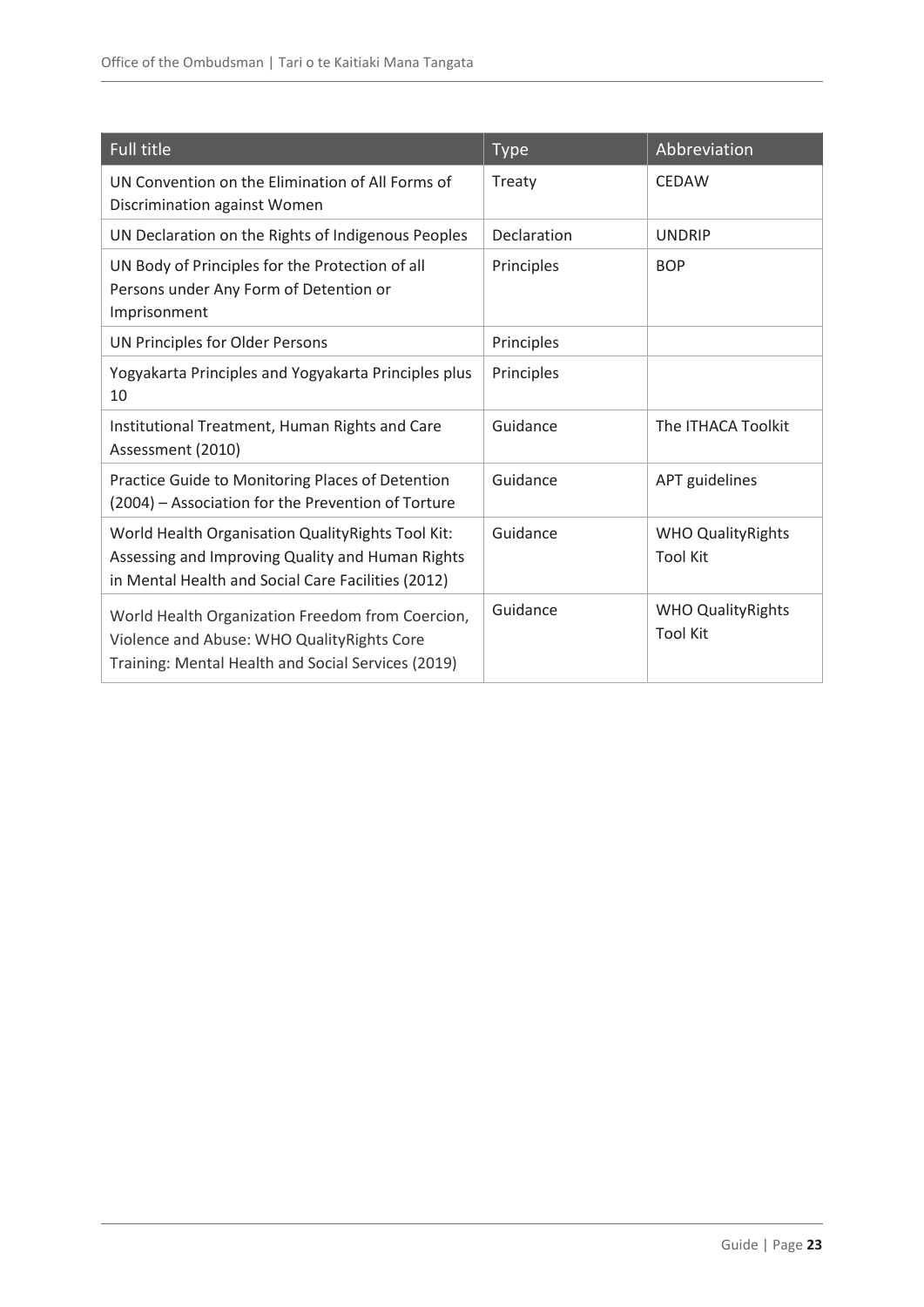| Full title | Type | Abbreviation |
|---|---|---|
| UN Convention on the Elimination of All Forms of Discrimination against Women | Treaty | CEDAW |
| UN Declaration on the Rights of Indigenous Peoples | Declaration | UNDRIP |
| UN Body of Principles for the Protection of all Persons under Any Form of Detention or Imprisonment | Principles | BOP |
| UN Principles for Older Persons | Principles | |
| Yogyakarta Principles and Yogyakarta Principles plus 10 | Principles | |
| Institutional Treatment, Human Rights and Care Assessment (2010) | Guidance | The ITHACA Toolkit |
| Practice Guide to Monitoring Places of Detention (2004) – Association for the Prevention of Torture | Guidance | APT guidelines |
| World Health Organisation QualityRights Tool Kit: Assessing and Improving Quality and Human Rights in Mental Health and Social Care Facilities (2012) | Guidance | WHO QualityRights Tool Kit |
| World Health Organization Freedom from Coercion, Violence and Abuse: WHO QualityRights Core Training: Mental Health and Social Services (2019) | Guidance | WHO QualityRights Tool Kit |